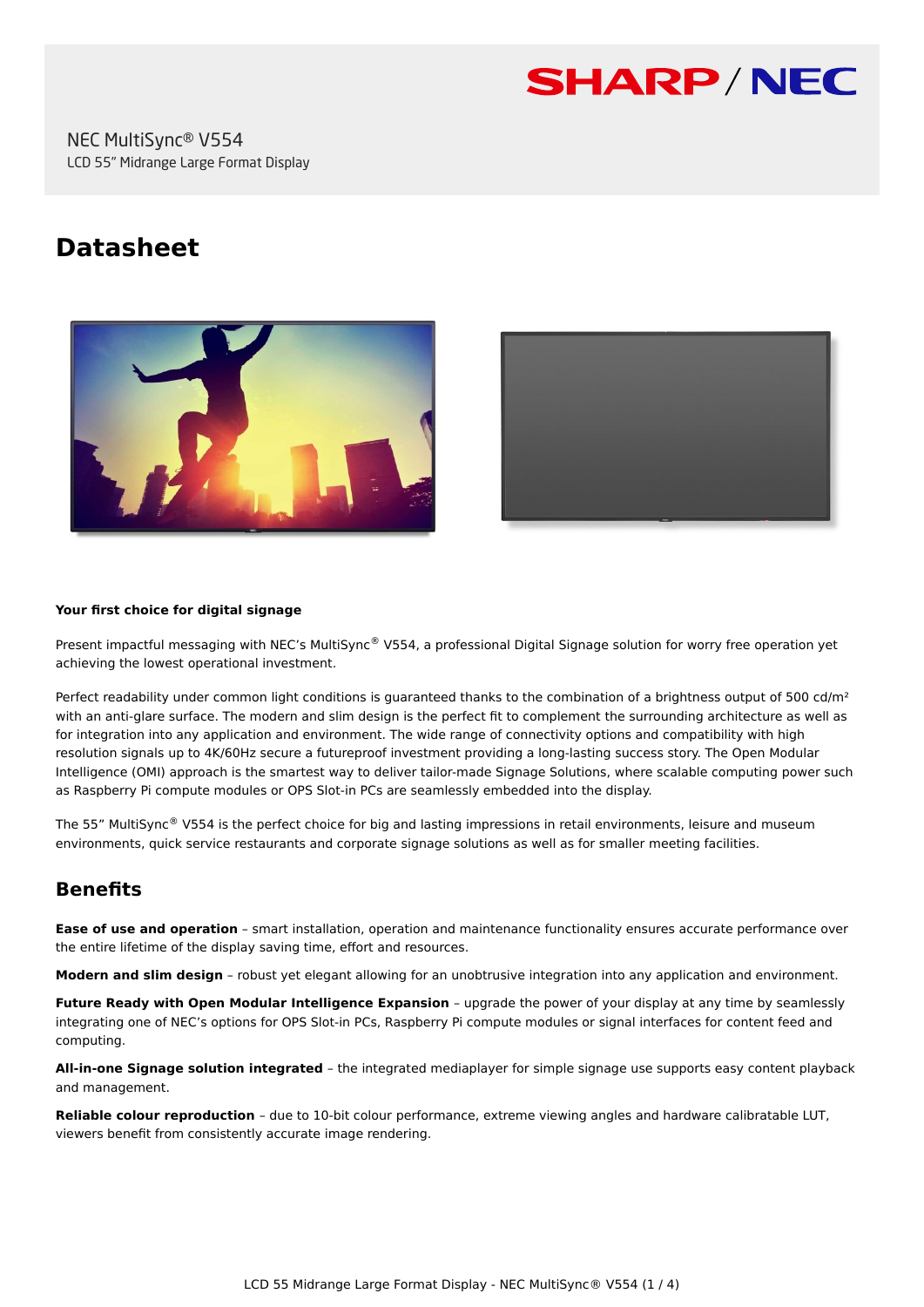NEC MultiSync® V554

LCD 55" Midrange Large Format Display

# Datasheet

**Your first choice for digital signage**

Present impactful messaging with NEC's MultiSync® V554, a professional Digital Signage solution for worry free operation yet achieving the lowest operational investment.

Perfect readability under common light conditions is guaranteed thanks to the combination of a brightness output of 500 cd/m² with an anti-glare surface. The modern and slim design is the perfect fit to complement the surrounding architecture as well as for integration into any application and environment. The wide range of connectivity options and compatibility with high resolution signals up to 4K/60Hz secure a futureproof investment providing a long-lasting success story. The Open Modular Intelligence (OMI) approach is the smartest way to deliver tailor-made Signage Solutions, where scalable computing power such as Raspberry Pi compute modules or OPS Slot-in PCs are seamlessly embedded into the display.

The 55" MultiSync® V554 is the perfect choice for big and lasting impressions in retail environments, leisure and museum environments, quick service restaurants and corporate signage solutions as well as for smaller meeting facilities.

## Benefits

**Ease of use and operation** – smart installation, operation and maintenance functionality ensures accurate performance over the entire lifetime of the display saving time, effort and resources.

**Modern and slim design** – robust yet elegant allowing for an unobtrusive integration into any application and environment.

**Future Ready with Open Modular Intelligence Expansion** – upgrade the power of your display at any time by seamlessly integrating one of NEC's options for OPS Slot-in PCs, Raspberry Pi compute modules or signal interfaces for content feed and computing.

**All-in-one Signage solution integrated** – the integrated mediaplayer for simple signage use supports easy content playback and management.

**Reliable colour reproduction** – due to 10-bit colour performance, extreme viewing angles and hardware calibratable LUT, viewers benefit from consistently accurate image rendering.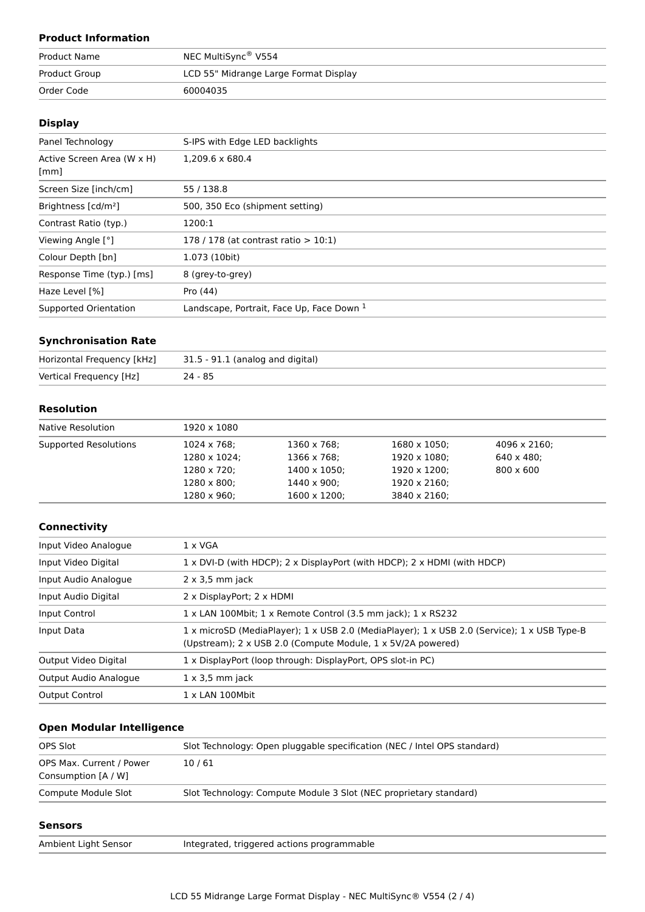## Product Information

| | |
|---|---|
| Product Name | NEC MultiSync® V554 |
| Product Group | LCD 55" Midrange Large Format Display |
| Order Code | 60004035 |

## Display

| | |
|---|---|
| Panel Technology | S-IPS with Edge LED backlights |
| Active Screen Area (W x H) [mm] | 1,209.6 x 680.4 |
| Screen Size [inch/cm] | 55 / 138.8 |
| Brightness [cd/m²] | 500, 350 Eco (shipment setting) |
| Contrast Ratio (typ.) | 1200:1 |
| Viewing Angle [°] | 178 / 178 (at contrast ratio > 10:1) |
| Colour Depth [bn] | 1.073 (10bit) |
| Response Time (typ.) [ms] | 8 (grey-to-grey) |
| Haze Level [%] | Pro (44) |
| Supported Orientation | Landscape, Portrait, Face Up, Face Down [1] |

## Synchronisation Rate

| | |
|---|---|
| Horizontal Frequency [kHz] | 31.5 - 91.1 (analog and digital) |
| Vertical Frequency [Hz] | 24 - 85 |

## Resolution

| | | | | |
|---|---|---|---|---|
| Native Resolution | 1920 x 1080 | | | |
| Supported Resolutions | 1024 x 768; | 1360 x 768; | 1680 x 1050; | 4096 x 2160; |
| | 1280 x 1024; | 1366 x 768; | 1920 x 1080; | 640 x 480; |
| | 1280 x 720; | 1400 x 1050; | 1920 x 1200; | 800 x 600 |
| | 1280 x 800; | 1440 x 900; | 1920 x 2160; | |
| | 1280 x 960; | 1600 x 1200; | 3840 x 2160; | |

## Connectivity

| | |
|---|---|
| Input Video Analogue | 1 x VGA |
| Input Video Digital | 1 x DVI-D (with HDCP); 2 x DisplayPort (with HDCP); 2 x HDMI (with HDCP) |
| Input Audio Analogue | 2 x 3,5 mm jack |
| Input Audio Digital | 2 x DisplayPort; 2 x HDMI |
| Input Control | 1 x LAN 100Mbit; 1 x Remote Control (3.5 mm jack); 1 x RS232 |
| Input Data | 1 x microSD (MediaPlayer); 1 x USB 2.0 (MediaPlayer); 1 x USB 2.0 (Service); 1 x USB Type-B (Upstream); 2 x USB 2.0 (Compute Module, 1 x 5V/2A powered) |
| Output Video Digital | 1 x DisplayPort (loop through: DisplayPort, OPS slot-in PC) |
| Output Audio Analogue | 1 x 3,5 mm jack |
| Output Control | 1 x LAN 100Mbit |

## Open Modular Intelligence

| | |
|---|---|
| OPS Slot | Slot Technology: Open pluggable specification (NEC / Intel OPS standard) |
| OPS Max. Current / Power Consumption [A / W] | 10 / 61 |
| Compute Module Slot | Slot Technology: Compute Module 3 Slot (NEC proprietary standard) |

## Sensors

| | |
|---|---|
| Ambient Light Sensor | Integrated, triggered actions programmable |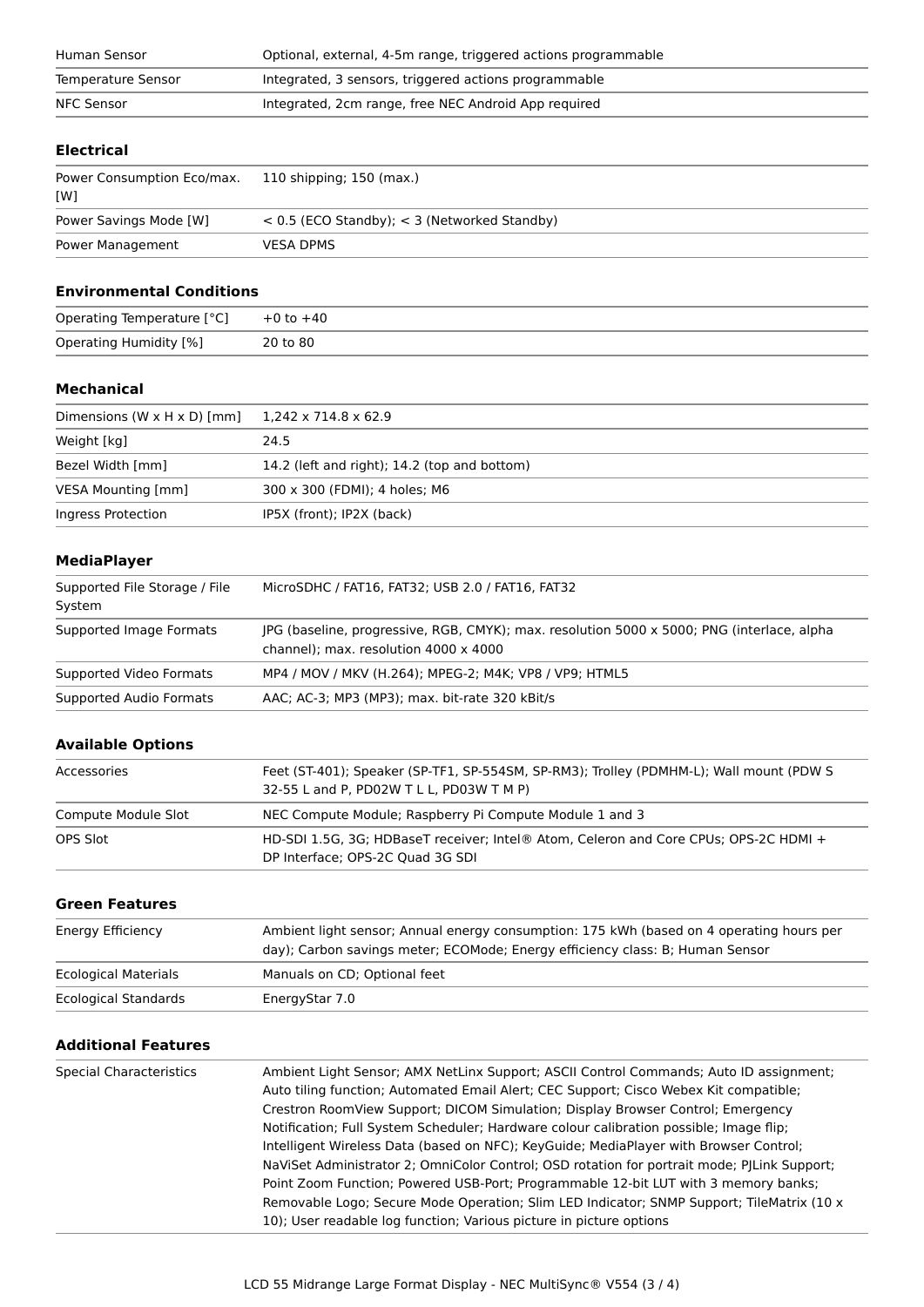| | |
|---|---|
| Human Sensor | Optional, external, 4-5m range, triggered actions programmable |
| Temperature Sensor | Integrated, 3 sensors, triggered actions programmable |
| NFC Sensor | Integrated, 2cm range, free NEC Android App required |

### Electrical

| | |
|---|---|
| Power Consumption Eco/max. [W] | 110 shipping; 150 (max.) |
| Power Savings Mode [W] | < 0.5 (ECO Standby); < 3 (Networked Standby) |
| Power Management | VESA DPMS |

### Environmental Conditions

| | |
|---|---|
| Operating Temperature [°C] | +0 to +40 |
| Operating Humidity [%] | 20 to 80 |

### Mechanical

| | |
|---|---|
| Dimensions (W x H x D) [mm] | 1,242 x 714.8 x 62.9 |
| Weight [kg] | 24.5 |
| Bezel Width [mm] | 14.2 (left and right); 14.2 (top and bottom) |
| VESA Mounting [mm] | 300 x 300 (FDMI); 4 holes; M6 |
| Ingress Protection | IP5X (front); IP2X (back) |

### MediaPlayer

| | |
|---|---|
| Supported File Storage / File System | MicroSDHC / FAT16, FAT32; USB 2.0 / FAT16, FAT32 |
| Supported Image Formats | JPG (baseline, progressive, RGB, CMYK); max. resolution 5000 x 5000; PNG (interlace, alpha channel); max. resolution 4000 x 4000 |
| Supported Video Formats | MP4 / MOV / MKV (H.264); MPEG-2; M4K; VP8 / VP9; HTML5 |
| Supported Audio Formats | AAC; AC-3; MP3 (MP3); max. bit-rate 320 kBit/s |

### Available Options

| | |
|---|---|
| Accessories | Feet (ST-401); Speaker (SP-TF1, SP-554SM, SP-RM3); Trolley (PDMHM-L); Wall mount (PDW S 32-55 L and P, PD02W T L L, PD03W T M P) |
| Compute Module Slot | NEC Compute Module; Raspberry Pi Compute Module 1 and 3 |
| OPS Slot | HD-SDI 1.5G, 3G; HDBaseT receiver; Intel® Atom, Celeron and Core CPUs; OPS-2C HDMI + DP Interface; OPS-2C Quad 3G SDI |

### Green Features

| | |
|---|---|
| Energy Efficiency | Ambient light sensor; Annual energy consumption: 175 kWh (based on 4 operating hours per day); Carbon savings meter; ECOMode; Energy efficiency class: B; Human Sensor |
| Ecological Materials | Manuals on CD; Optional feet |
| Ecological Standards | EnergyStar 7.0 |

### Additional Features

| | |
|---|---|
| Special Characteristics | Ambient Light Sensor; AMX NetLinx Support; ASCII Control Commands; Auto ID assignment; Auto tiling function; Automated Email Alert; CEC Support; Cisco Webex Kit compatible; Crestron RoomView Support; DICOM Simulation; Display Browser Control; Emergency Notification; Full System Scheduler; Hardware colour calibration possible; Image flip; Intelligent Wireless Data (based on NFC); KeyGuide; MediaPlayer with Browser Control; NaViSet Administrator 2; OmniColor Control; OSD rotation for portrait mode; PJLink Support; Point Zoom Function; Powered USB-Port; Programmable 12-bit LUT with 3 memory banks; Removable Logo; Secure Mode Operation; Slim LED Indicator; SNMP Support; TileMatrix (10 x 10); User readable log function; Various picture in picture options |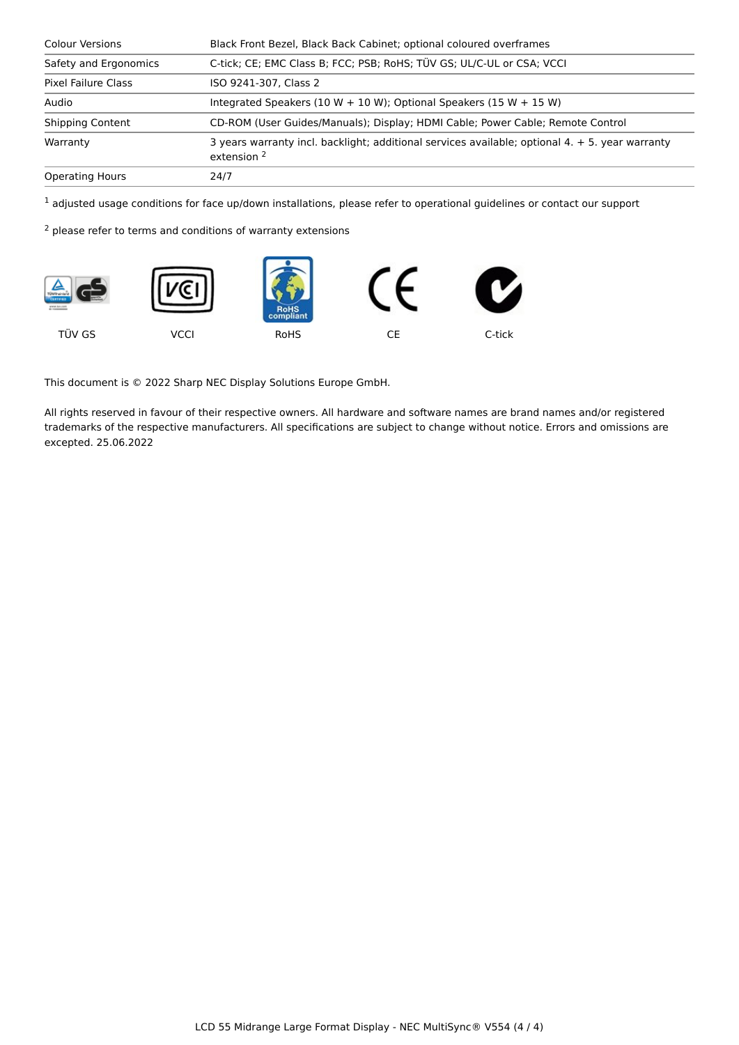| | |
|---|---|
| Colour Versions | Black Front Bezel, Black Back Cabinet; optional coloured overframes |
| Safety and Ergonomics | C-tick; CE; EMC Class B; FCC; PSB; RoHS; TÜV GS; UL/C-UL or CSA; VCCI |
| Pixel Failure Class | ISO 9241-307, Class 2 |
| Audio | Integrated Speakers (10 W + 10 W); Optional Speakers (15 W + 15 W) |
| Shipping Content | CD-ROM (User Guides/Manuals); Display; HDMI Cable; Power Cable; Remote Control |
| Warranty | 3 years warranty incl. backlight; additional services available; optional 4. + 5. year warranty extension [2] |
| Operating Hours | 24/7 |

[1] adjusted usage conditions for face up/down installations, please refer to operational guidelines or contact our support

[2] please refer to terms and conditions of warranty extensions

TÜV GS    VCCI    RoHS    CE    C-tick

This document is © 2022 Sharp NEC Display Solutions Europe GmbH.

All rights reserved in favour of their respective owners. All hardware and software names are brand names and/or registered trademarks of the respective manufacturers. All specifications are subject to change without notice. Errors and omissions are excepted. 25.06.2022